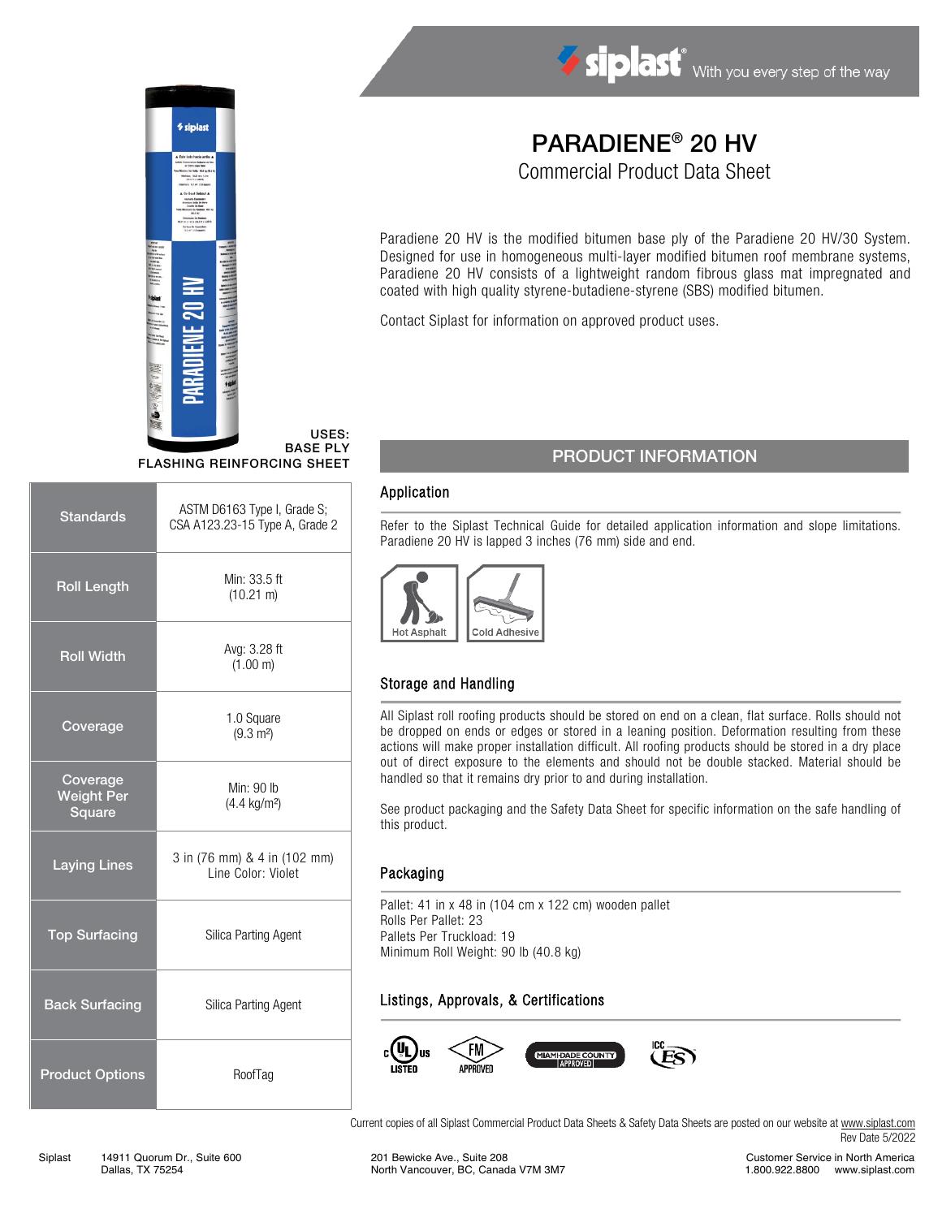# PARADIENE® 20 HV

Commercial Product Data Sheet

Paradiene 20 HV is the modified bitumen base ply of the Paradiene 20 HV/30 System. Designed for use in homogeneous multi-layer modified bitumen roof membrane systems, Paradiene 20 HV consists of a lightweight random fibrous glass mat impregnated and coated with high quality styrene-butadiene-styrene (SBS) modified bitumen.

Contact Siplast for information on approved product uses.

USES:
BASE PLY
FLASHING REINFORCING SHEET

| | |
|---|---|
| Standards | ASTM D6163 Type I, Grade S; CSA A123.23-15 Type A, Grade 2 |
| Roll Length | Min: 33.5 ft (10.21 m) |
| Roll Width | Avg: 3.28 ft (1.00 m) |
| Coverage | 1.0 Square (9.3 m²) |
| Coverage Weight Per Square | Min: 90 lb (4.4 kg/m²) |
| Laying Lines | 3 in (76 mm) & 4 in (102 mm) Line Color: Violet |
| Top Surfacing | Silica Parting Agent |
| Back Surfacing | Silica Parting Agent |
| Product Options | RoofTag |

## PRODUCT INFORMATION

### Application

Refer to the Siplast Technical Guide for detailed application information and slope limitations. Paradiene 20 HV is lapped 3 inches (76 mm) side and end.

Hot Asphalt | Cold Adhesive

### Storage and Handling

All Siplast roll roofing products should be stored on end on a clean, flat surface. Rolls should not be dropped on ends or edges or stored in a leaning position. Deformation resulting from these actions will make proper installation difficult. All roofing products should be stored in a dry place out of direct exposure to the elements and should not be double stacked. Material should be handled so that it remains dry prior to and during installation.

See product packaging and the Safety Data Sheet for specific information on the safe handling of this product.

### Packaging

Pallet: 41 in x 48 in (104 cm x 122 cm) wooden pallet
Rolls Per Pallet: 23
Pallets Per Truckload: 19
Minimum Roll Weight: 90 lb (40.8 kg)

### Listings, Approvals, & Certifications

cUL us LISTED | FM APPROVED | MIAMI-DADE COUNTY APPROVED | ICC ES

Current copies of all Siplast Commercial Product Data Sheets & Safety Data Sheets are posted on our website at www.siplast.com
Rev Date 5/2022

Siplast 14911 Quorum Dr., Suite 600 Dallas, TX 75254 | 201 Bewicke Ave., Suite 208 North Vancouver, BC, Canada V7M 3M7 | Customer Service in North America 1.800.922.8800 www.siplast.com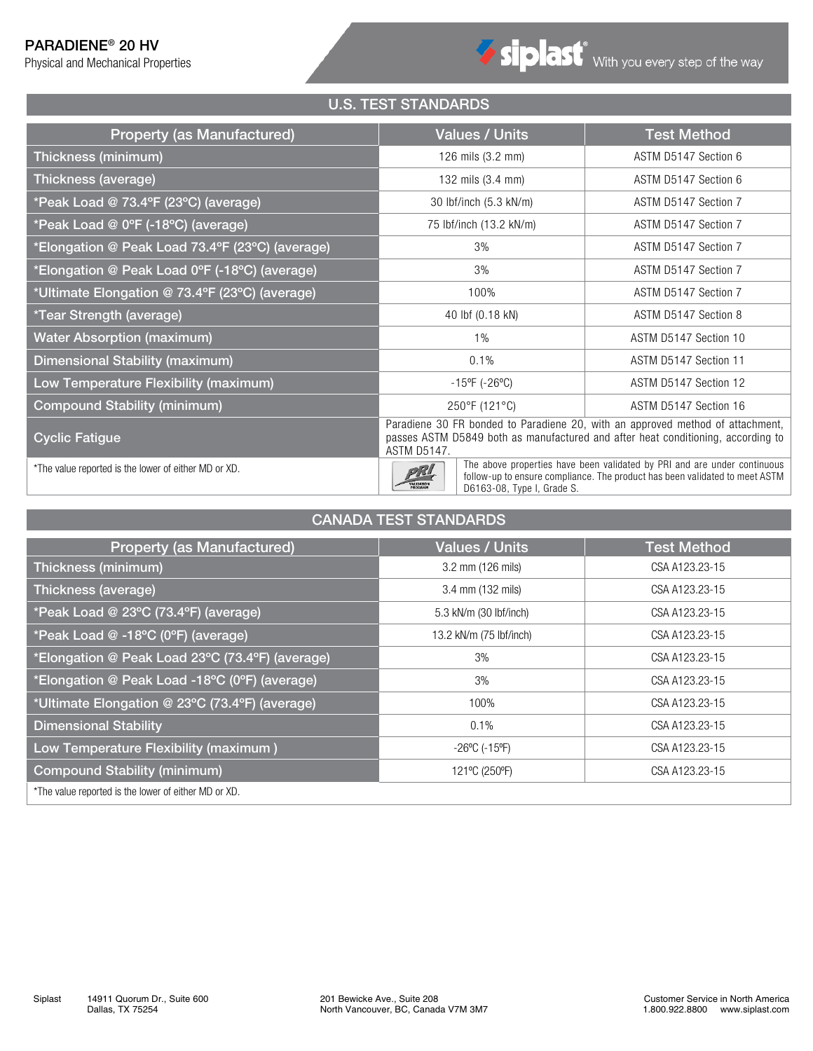# PARADIENE® 20 HV

Physical and Mechanical Properties

siplast® With you every step of the way

## U.S. TEST STANDARDS

| Property (as Manufactured) | Values / Units | Test Method |
|---|---|---|
| Thickness (minimum) | 126 mils (3.2 mm) | ASTM D5147 Section 6 |
| Thickness (average) | 132 mils (3.4 mm) | ASTM D5147 Section 6 |
| *Peak Load @ 73.4ºF (23ºC) (average) | 30 lbf/inch (5.3 kN/m) | ASTM D5147 Section 7 |
| *Peak Load @ 0ºF (-18ºC) (average) | 75 lbf/inch (13.2 kN/m) | ASTM D5147 Section 7 |
| *Elongation @ Peak Load 73.4ºF (23ºC) (average) | 3% | ASTM D5147 Section 7 |
| *Elongation @ Peak Load 0ºF (-18ºC) (average) | 3% | ASTM D5147 Section 7 |
| *Ultimate Elongation @ 73.4ºF (23ºC) (average) | 100% | ASTM D5147 Section 7 |
| *Tear Strength (average) | 40 lbf (0.18 kN) | ASTM D5147 Section 8 |
| Water Absorption (maximum) | 1% | ASTM D5147 Section 10 |
| Dimensional Stability (maximum) | 0.1% | ASTM D5147 Section 11 |
| Low Temperature Flexibility (maximum) | -15ºF (-26ºC) | ASTM D5147 Section 12 |
| Compound Stability (minimum) | 250°F (121°C) | ASTM D5147 Section 16 |
| Cyclic Fatigue | Paradiene 30 FR bonded to Paradiene 20, with an approved method of attachment, passes ASTM D5849 both as manufactured and after heat conditioning, according to ASTM D5147. | |

*The value reported is the lower of either MD or XD.

PRI VALIDATION PROGRAM — The above properties have been validated by PRI and are under continuous follow-up to ensure compliance. The product has been validated to meet ASTM D6163-08, Type I, Grade S.

## CANADA TEST STANDARDS

| Property (as Manufactured) | Values / Units | Test Method |
|---|---|---|
| Thickness (minimum) | 3.2 mm (126 mils) | CSA A123.23-15 |
| Thickness (average) | 3.4 mm (132 mils) | CSA A123.23-15 |
| *Peak Load @ 23ºC (73.4ºF) (average) | 5.3 kN/m (30 lbf/inch) | CSA A123.23-15 |
| *Peak Load @ -18ºC (0ºF) (average) | 13.2 kN/m (75 lbf/inch) | CSA A123.23-15 |
| *Elongation @ Peak Load 23ºC (73.4ºF) (average) | 3% | CSA A123.23-15 |
| *Elongation @ Peak Load -18ºC (0ºF) (average) | 3% | CSA A123.23-15 |
| *Ultimate Elongation @ 23ºC (73.4ºF) (average) | 100% | CSA A123.23-15 |
| Dimensional Stability | 0.1% | CSA A123.23-15 |
| Low Temperature Flexibility (maximum ) | -26ºC (-15ºF) | CSA A123.23-15 |
| Compound Stability (minimum) | 121ºC (250ºF) | CSA A123.23-15 |

*The value reported is the lower of either MD or XD.

Siplast 14911 Quorum Dr., Suite 600 Dallas, TX 75254

201 Bewicke Ave., Suite 208 North Vancouver, BC, Canada V7M 3M7

Customer Service in North America 1.800.922.8800 www.siplast.com